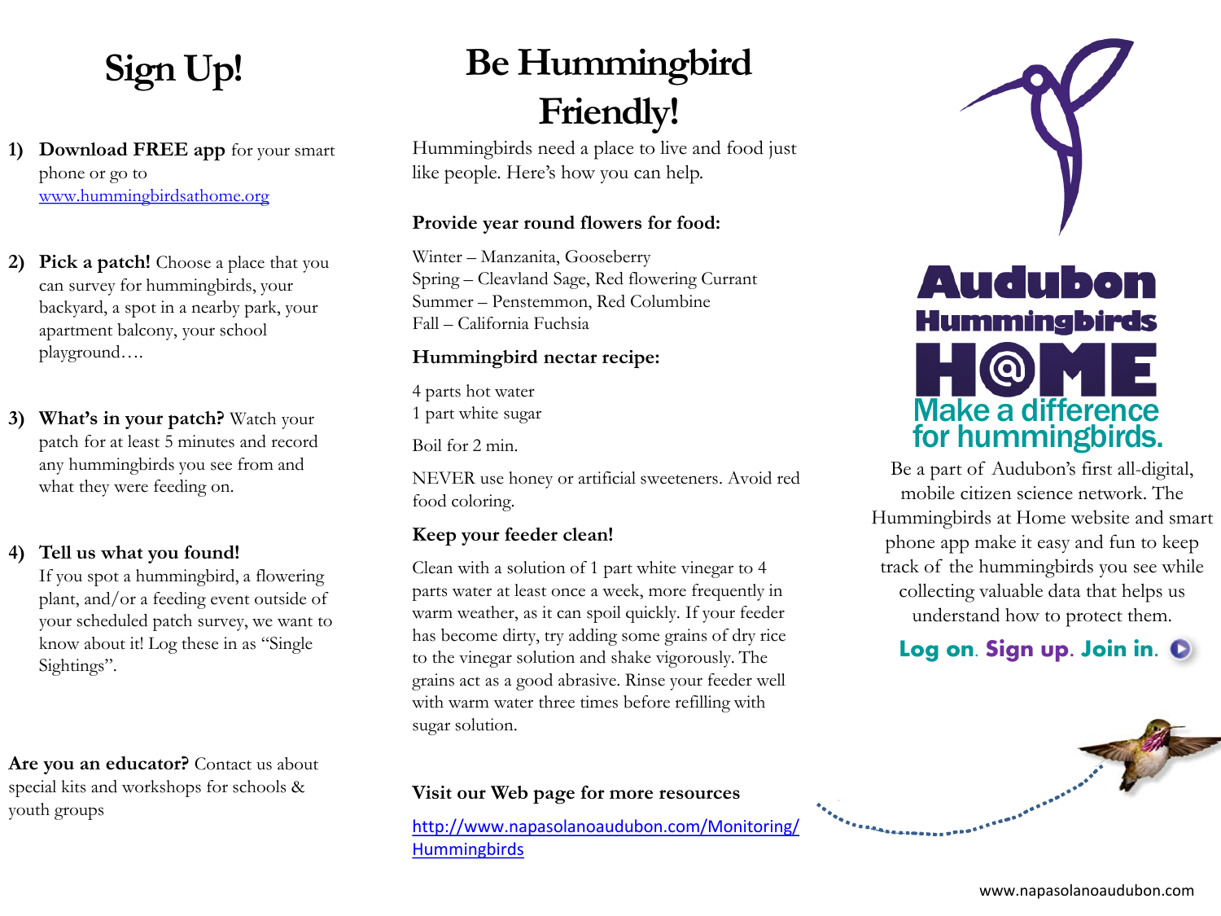# Sign Up!

1) **Download FREE app** for your smart phone or go to [www.hummingbirdsathome.org](http://www.hummingbirdsathome.org)

2) **Pick a patch!** Choose a place that you can survey for hummingbirds, your backyard, a spot in a nearby park, your apartment balcony, your school playground….

3) **What's in your patch?** Watch your patch for at least 5 minutes and record any hummingbirds you see from and what they were feeding on.

4) **Tell us what you found!** If you spot a hummingbird, a flowering plant, and/or a feeding event outside of your scheduled patch survey, we want to know about it! Log these in as "Single Sightings".

**Are you an educator?** Contact us about special kits and workshops for schools & youth groups

# Be Hummingbird Friendly!

Hummingbirds need a place to live and food just like people. Here's how you can help.

### Provide year round flowers for food:

Winter – Manzanita, Gooseberry
Spring – Cleavland Sage, Red flowering Currant
Summer – Penstemmon, Red Columbine
Fall – California Fuchsia

### Hummingbird nectar recipe:

4 parts hot water
1 part white sugar

Boil for 2 min.

NEVER use honey or artificial sweeteners. Avoid red food coloring.

### Keep your feeder clean!

Clean with a solution of 1 part white vinegar to 4 parts water at least once a week, more frequently in warm weather, as it can spoil quickly. If your feeder has become dirty, try adding some grains of dry rice to the vinegar solution and shake vigorously. The grains act as a good abrasive. Rinse your feeder well with warm water three times before refilling with sugar solution.

### Visit our Web page for more resources

[http://www.napasolanoaudubon.com/Monitoring/Hummingbirds](http://www.napasolanoaudubon.com/Monitoring/Hummingbirds)

# Audubon Hummingbirds H@ME

**Make a difference for hummingbirds.**

Be a part of Audubon's first all-digital, mobile citizen science network. The Hummingbirds at Home website and smart phone app make it easy and fun to keep track of the hummingbirds you see while collecting valuable data that helps us understand how to protect them.

**Log on. Sign up. Join in.**

www.napasolanoaudubon.com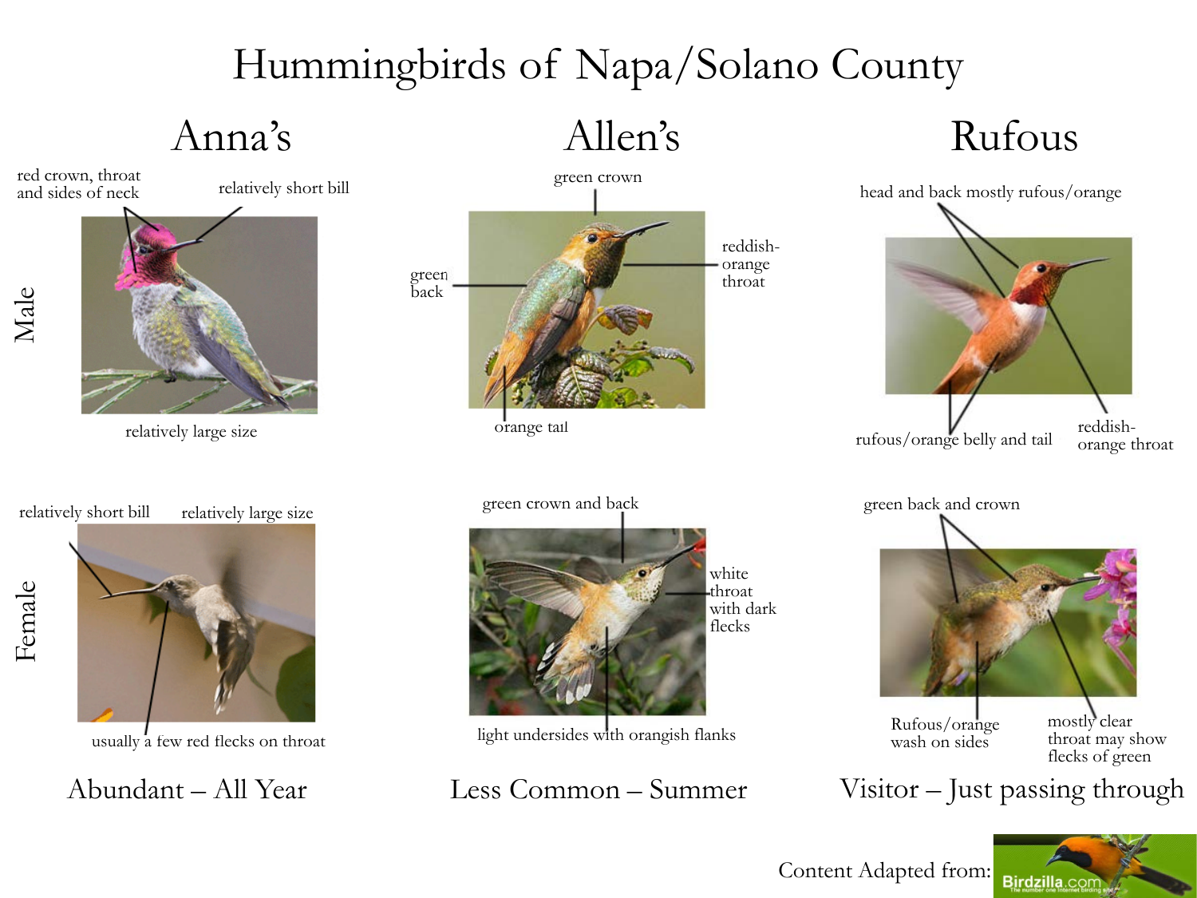# Hummingbirds of Napa/Solano County

## Anna's

**Male**

red crown, throat and sides of neck

relatively short bill

relatively large size

**Female**

relatively short bill

relatively large size

usually a few red flecks on throat

Abundant – All Year

## Allen's

**Male**

green crown

green back

reddish-orange throat

orange tail

**Female**

green crown and back

white throat with dark flecks

light undersides with orangish flanks

Less Common – Summer

## Rufous

**Male**

head and back mostly rufous/orange

rufous/orange belly and tail

reddish-orange throat

**Female**

green back and crown

Rufous/orange wash on sides

mostly clear throat may show flecks of green

Visitor – Just passing through

Content Adapted from: Birdzilla.com